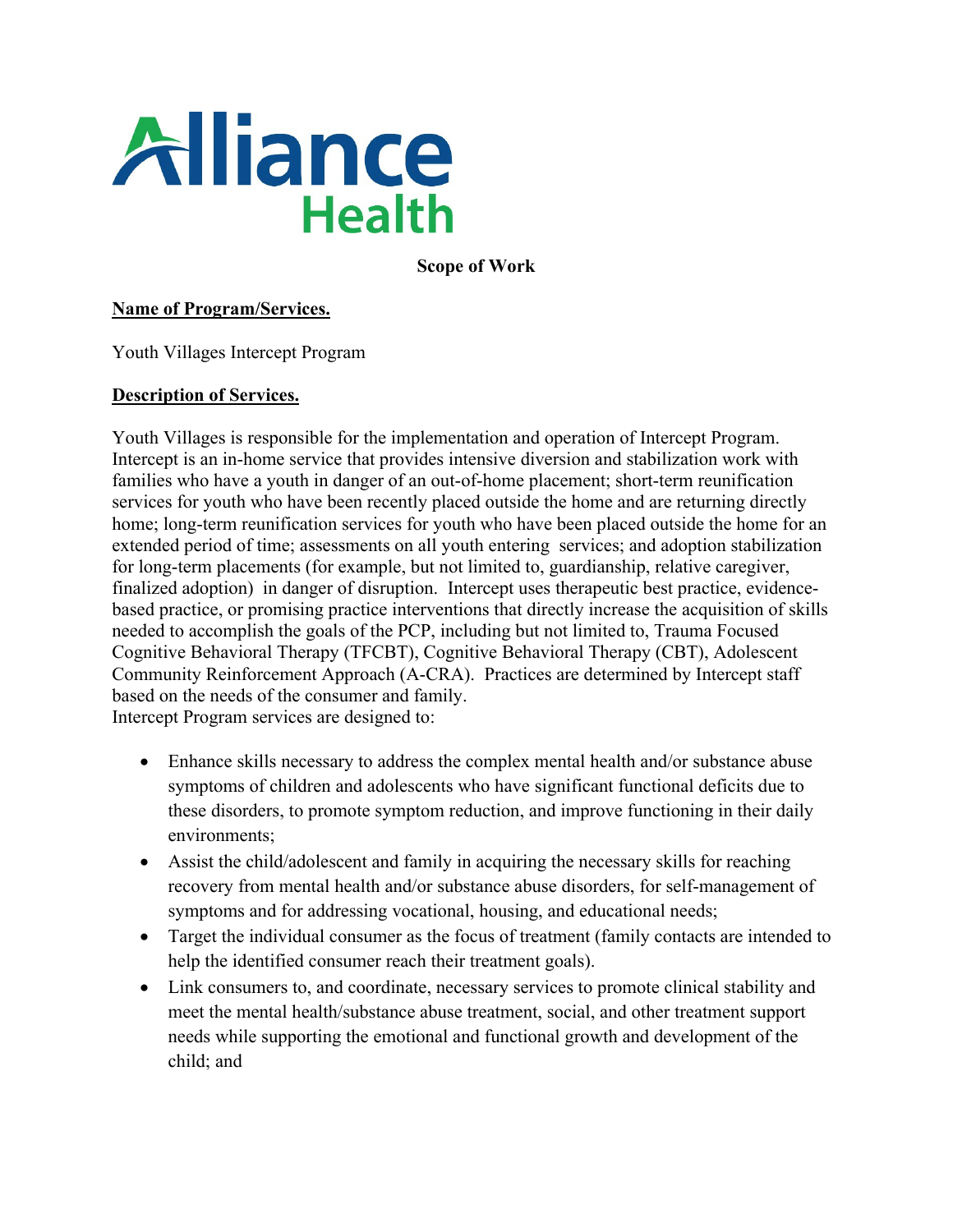# Alliance Health

**Scope of Work**

**Name of Program/Services.**

Youth Villages Intercept Program

**Description of Services.**

Youth Villages is responsible for the implementation and operation of Intercept Program. Intercept is an in-home service that provides intensive diversion and stabilization work with families who have a youth in danger of an out-of-home placement; short-term reunification services for youth who have been recently placed outside the home and are returning directly home; long-term reunification services for youth who have been placed outside the home for an extended period of time; assessments on all youth entering services; and adoption stabilization for long-term placements (for example, but not limited to, guardianship, relative caregiver, finalized adoption) in danger of disruption. Intercept uses therapeutic best practice, evidence-based practice, or promising practice interventions that directly increase the acquisition of skills needed to accomplish the goals of the PCP, including but not limited to, Trauma Focused Cognitive Behavioral Therapy (TFCBT), Cognitive Behavioral Therapy (CBT), Adolescent Community Reinforcement Approach (A-CRA). Practices are determined by Intercept staff based on the needs of the consumer and family.
Intercept Program services are designed to:

- Enhance skills necessary to address the complex mental health and/or substance abuse symptoms of children and adolescents who have significant functional deficits due to these disorders, to promote symptom reduction, and improve functioning in their daily environments;
- Assist the child/adolescent and family in acquiring the necessary skills for reaching recovery from mental health and/or substance abuse disorders, for self-management of symptoms and for addressing vocational, housing, and educational needs;
- Target the individual consumer as the focus of treatment (family contacts are intended to help the identified consumer reach their treatment goals).
- Link consumers to, and coordinate, necessary services to promote clinical stability and meet the mental health/substance abuse treatment, social, and other treatment support needs while supporting the emotional and functional growth and development of the child; and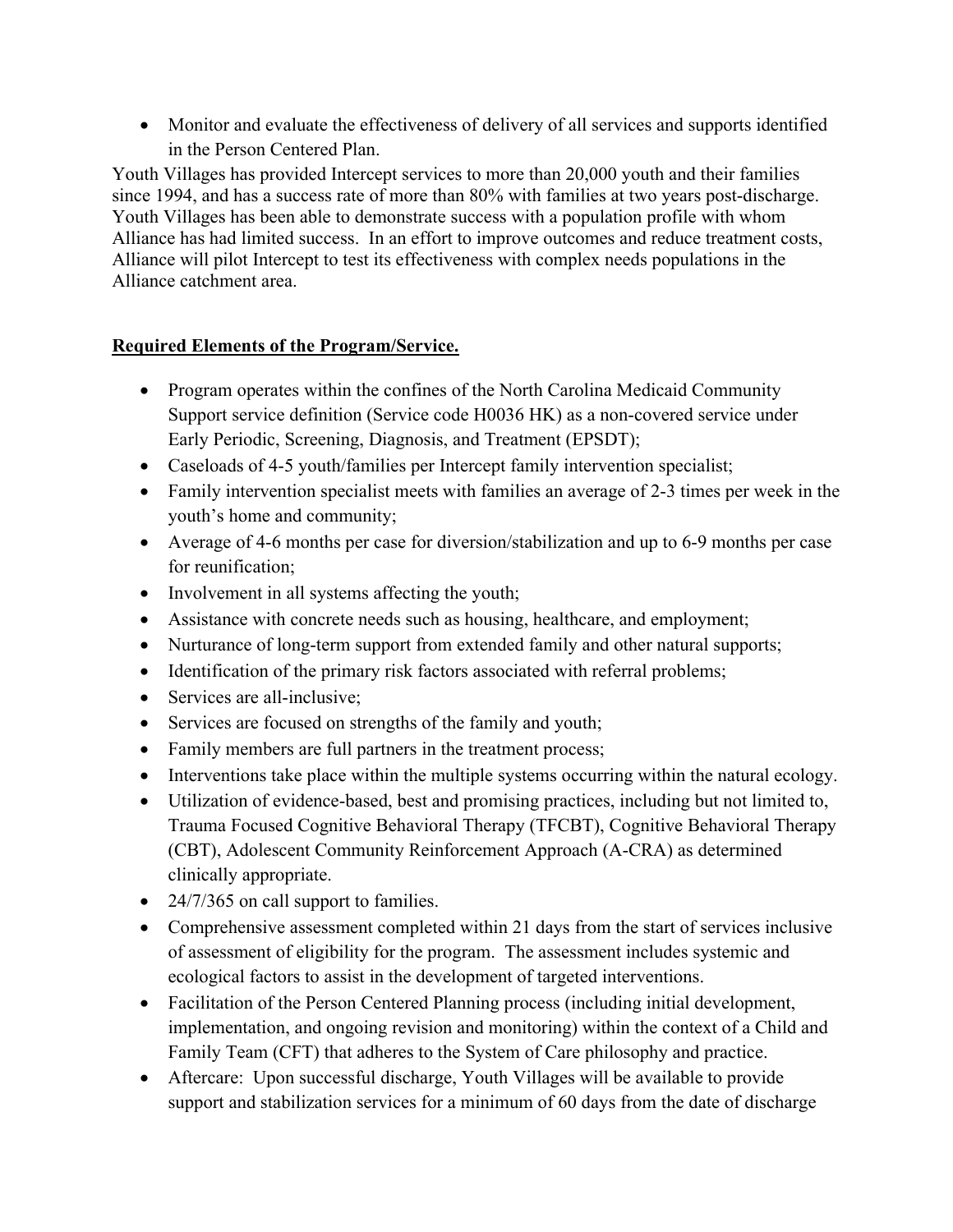- Monitor and evaluate the effectiveness of delivery of all services and supports identified in the Person Centered Plan.

Youth Villages has provided Intercept services to more than 20,000 youth and their families since 1994, and has a success rate of more than 80% with families at two years post-discharge. Youth Villages has been able to demonstrate success with a population profile with whom Alliance has had limited success. In an effort to improve outcomes and reduce treatment costs, Alliance will pilot Intercept to test its effectiveness with complex needs populations in the Alliance catchment area.

**Required Elements of the Program/Service.**

- Program operates within the confines of the North Carolina Medicaid Community Support service definition (Service code H0036 HK) as a non-covered service under Early Periodic, Screening, Diagnosis, and Treatment (EPSDT);
- Caseloads of 4-5 youth/families per Intercept family intervention specialist;
- Family intervention specialist meets with families an average of 2-3 times per week in the youth's home and community;
- Average of 4-6 months per case for diversion/stabilization and up to 6-9 months per case for reunification;
- Involvement in all systems affecting the youth;
- Assistance with concrete needs such as housing, healthcare, and employment;
- Nurturance of long-term support from extended family and other natural supports;
- Identification of the primary risk factors associated with referral problems;
- Services are all-inclusive;
- Services are focused on strengths of the family and youth;
- Family members are full partners in the treatment process;
- Interventions take place within the multiple systems occurring within the natural ecology.
- Utilization of evidence-based, best and promising practices, including but not limited to, Trauma Focused Cognitive Behavioral Therapy (TFCBT), Cognitive Behavioral Therapy (CBT), Adolescent Community Reinforcement Approach (A-CRA) as determined clinically appropriate.
- 24/7/365 on call support to families.
- Comprehensive assessment completed within 21 days from the start of services inclusive of assessment of eligibility for the program. The assessment includes systemic and ecological factors to assist in the development of targeted interventions.
- Facilitation of the Person Centered Planning process (including initial development, implementation, and ongoing revision and monitoring) within the context of a Child and Family Team (CFT) that adheres to the System of Care philosophy and practice.
- Aftercare: Upon successful discharge, Youth Villages will be available to provide support and stabilization services for a minimum of 60 days from the date of discharge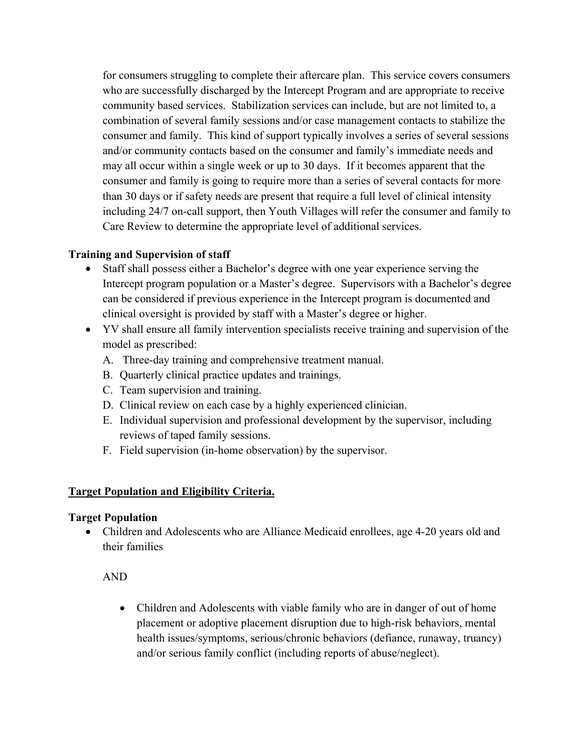for consumers struggling to complete their aftercare plan. This service covers consumers who are successfully discharged by the Intercept Program and are appropriate to receive community based services. Stabilization services can include, but are not limited to, a combination of several family sessions and/or case management contacts to stabilize the consumer and family. This kind of support typically involves a series of several sessions and/or community contacts based on the consumer and family's immediate needs and may all occur within a single week or up to 30 days. If it becomes apparent that the consumer and family is going to require more than a series of several contacts for more than 30 days or if safety needs are present that require a full level of clinical intensity including 24/7 on-call support, then Youth Villages will refer the consumer and family to Care Review to determine the appropriate level of additional services.

**Training and Supervision of staff**

- Staff shall possess either a Bachelor's degree with one year experience serving the Intercept program population or a Master's degree. Supervisors with a Bachelor's degree can be considered if previous experience in the Intercept program is documented and clinical oversight is provided by staff with a Master's degree or higher.
- YV shall ensure all family intervention specialists receive training and supervision of the model as prescribed:
  - A. Three-day training and comprehensive treatment manual.
  - B. Quarterly clinical practice updates and trainings.
  - C. Team supervision and training.
  - D. Clinical review on each case by a highly experienced clinician.
  - E. Individual supervision and professional development by the supervisor, including reviews of taped family sessions.
  - F. Field supervision (in-home observation) by the supervisor.

**<u>Target Population and Eligibility Criteria.</u>**

**Target Population**

- Children and Adolescents who are Alliance Medicaid enrollees, age 4-20 years old and their families

  AND

  - Children and Adolescents with viable family who are in danger of out of home placement or adoptive placement disruption due to high-risk behaviors, mental health issues/symptoms, serious/chronic behaviors (defiance, runaway, truancy) and/or serious family conflict (including reports of abuse/neglect).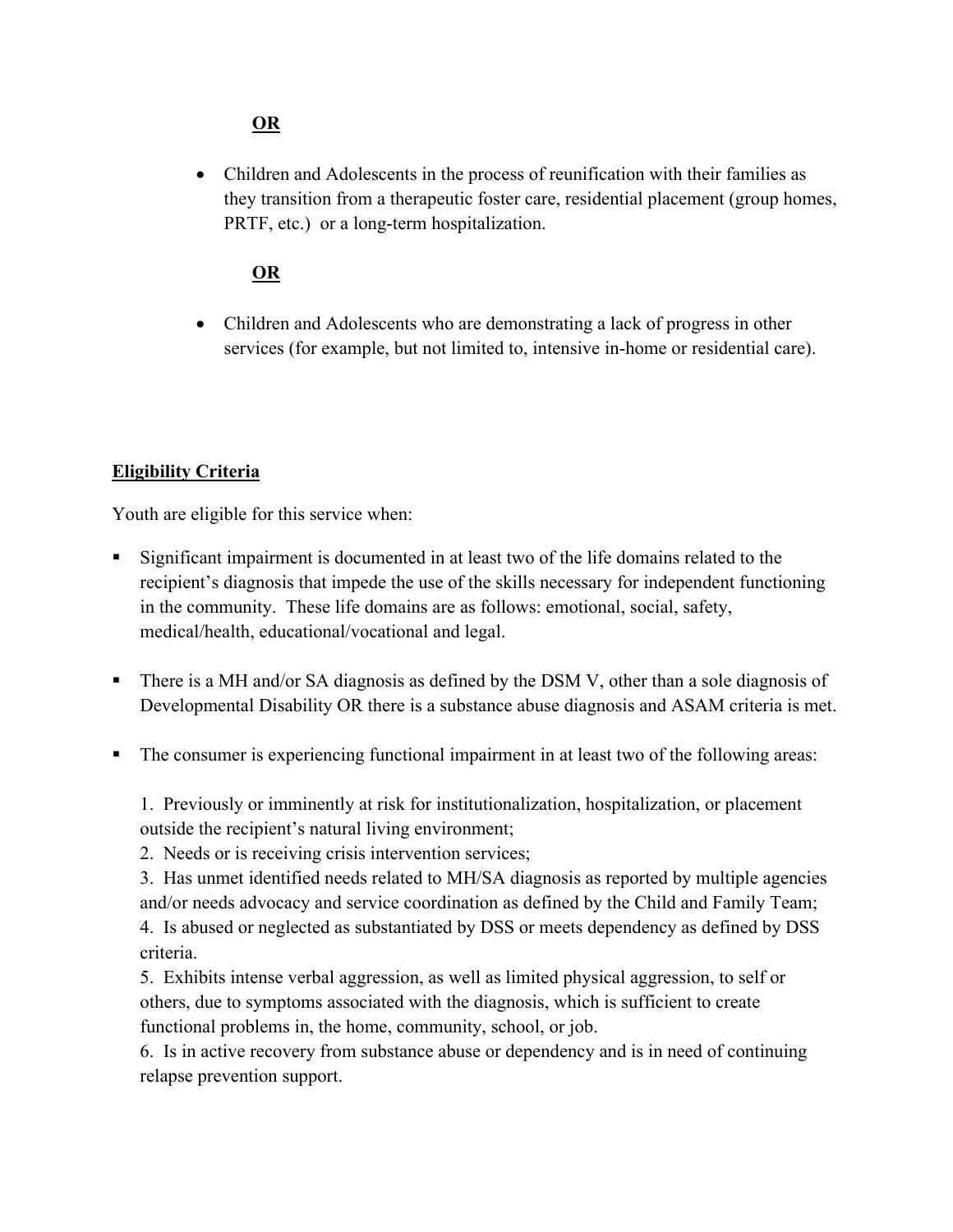**OR**

- Children and Adolescents in the process of reunification with their families as they transition from a therapeutic foster care, residential placement (group homes, PRTF, etc.) or a long-term hospitalization.

**OR**

- Children and Adolescents who are demonstrating a lack of progress in other services (for example, but not limited to, intensive in-home or residential care).

**Eligibility Criteria**

Youth are eligible for this service when:

- Significant impairment is documented in at least two of the life domains related to the recipient's diagnosis that impede the use of the skills necessary for independent functioning in the community. These life domains are as follows: emotional, social, safety, medical/health, educational/vocational and legal.

- There is a MH and/or SA diagnosis as defined by the DSM V, other than a sole diagnosis of Developmental Disability OR there is a substance abuse diagnosis and ASAM criteria is met.

- The consumer is experiencing functional impairment in at least two of the following areas:

  1. Previously or imminently at risk for institutionalization, hospitalization, or placement outside the recipient's natural living environment;
  2. Needs or is receiving crisis intervention services;
  3. Has unmet identified needs related to MH/SA diagnosis as reported by multiple agencies and/or needs advocacy and service coordination as defined by the Child and Family Team;
  4. Is abused or neglected as substantiated by DSS or meets dependency as defined by DSS criteria.
  5. Exhibits intense verbal aggression, as well as limited physical aggression, to self or others, due to symptoms associated with the diagnosis, which is sufficient to create functional problems in, the home, community, school, or job.
  6. Is in active recovery from substance abuse or dependency and is in need of continuing relapse prevention support.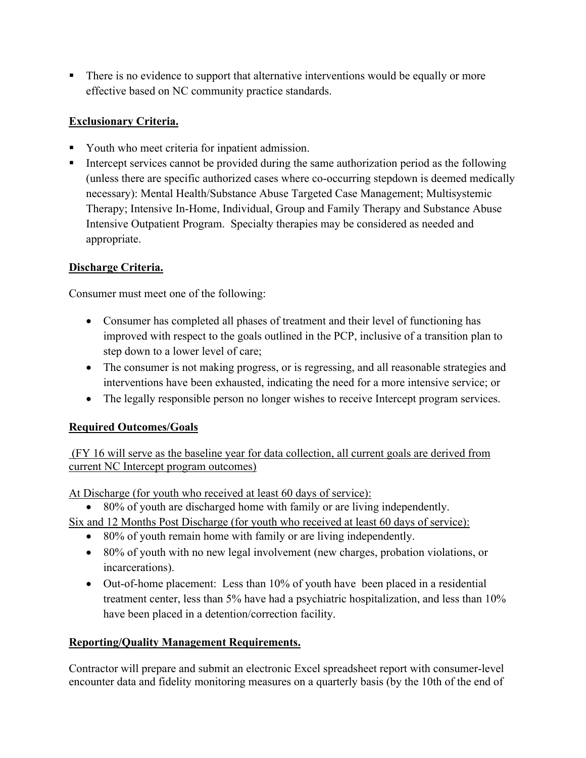- There is no evidence to support that alternative interventions would be equally or more effective based on NC community practice standards.

**Exclusionary Criteria.**

- Youth who meet criteria for inpatient admission.
- Intercept services cannot be provided during the same authorization period as the following (unless there are specific authorized cases where co-occurring stepdown is deemed medically necessary): Mental Health/Substance Abuse Targeted Case Management; Multisystemic Therapy; Intensive In-Home, Individual, Group and Family Therapy and Substance Abuse Intensive Outpatient Program. Specialty therapies may be considered as needed and appropriate.

**Discharge Criteria.**

Consumer must meet one of the following:

- Consumer has completed all phases of treatment and their level of functioning has improved with respect to the goals outlined in the PCP, inclusive of a transition plan to step down to a lower level of care;
- The consumer is not making progress, or is regressing, and all reasonable strategies and interventions have been exhausted, indicating the need for a more intensive service; or
- The legally responsible person no longer wishes to receive Intercept program services.

**Required Outcomes/Goals**

(FY 16 will serve as the baseline year for data collection, all current goals are derived from current NC Intercept program outcomes)

At Discharge (for youth who received at least 60 days of service):

- 80% of youth are discharged home with family or are living independently.

Six and 12 Months Post Discharge (for youth who received at least 60 days of service):

- 80% of youth remain home with family or are living independently.
- 80% of youth with no new legal involvement (new charges, probation violations, or incarcerations).
- Out-of-home placement: Less than 10% of youth have been placed in a residential treatment center, less than 5% have had a psychiatric hospitalization, and less than 10% have been placed in a detention/correction facility.

**Reporting/Quality Management Requirements.**

Contractor will prepare and submit an electronic Excel spreadsheet report with consumer-level encounter data and fidelity monitoring measures on a quarterly basis (by the 10th of the end of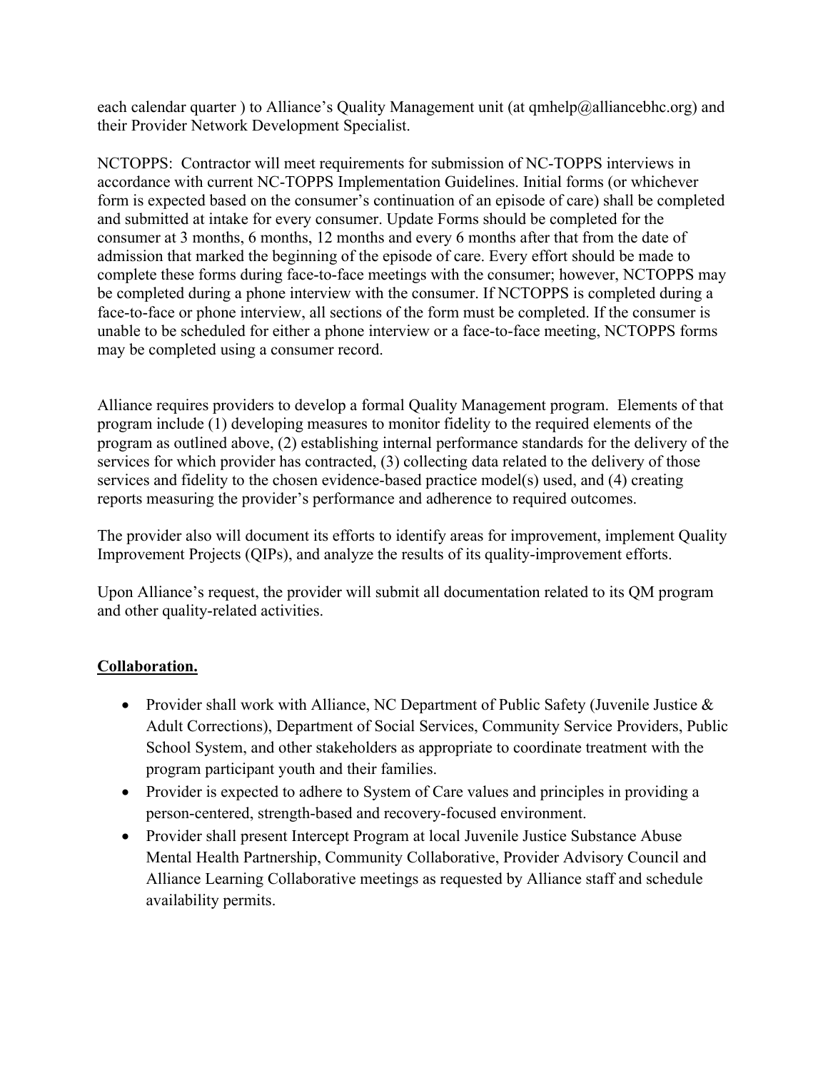each calendar quarter ) to Alliance's Quality Management unit (at qmhelp@alliancebhc.org) and their Provider Network Development Specialist.

NCTOPPS: Contractor will meet requirements for submission of NC-TOPPS interviews in accordance with current NC-TOPPS Implementation Guidelines. Initial forms (or whichever form is expected based on the consumer's continuation of an episode of care) shall be completed and submitted at intake for every consumer. Update Forms should be completed for the consumer at 3 months, 6 months, 12 months and every 6 months after that from the date of admission that marked the beginning of the episode of care. Every effort should be made to complete these forms during face-to-face meetings with the consumer; however, NCTOPPS may be completed during a phone interview with the consumer. If NCTOPPS is completed during a face-to-face or phone interview, all sections of the form must be completed. If the consumer is unable to be scheduled for either a phone interview or a face-to-face meeting, NCTOPPS forms may be completed using a consumer record.

Alliance requires providers to develop a formal Quality Management program. Elements of that program include (1) developing measures to monitor fidelity to the required elements of the program as outlined above, (2) establishing internal performance standards for the delivery of the services for which provider has contracted, (3) collecting data related to the delivery of those services and fidelity to the chosen evidence-based practice model(s) used, and (4) creating reports measuring the provider's performance and adherence to required outcomes.

The provider also will document its efforts to identify areas for improvement, implement Quality Improvement Projects (QIPs), and analyze the results of its quality-improvement efforts.

Upon Alliance's request, the provider will submit all documentation related to its QM program and other quality-related activities.

**<u>Collaboration.</u>**

- Provider shall work with Alliance, NC Department of Public Safety (Juvenile Justice & Adult Corrections), Department of Social Services, Community Service Providers, Public School System, and other stakeholders as appropriate to coordinate treatment with the program participant youth and their families.
- Provider is expected to adhere to System of Care values and principles in providing a person-centered, strength-based and recovery-focused environment.
- Provider shall present Intercept Program at local Juvenile Justice Substance Abuse Mental Health Partnership, Community Collaborative, Provider Advisory Council and Alliance Learning Collaborative meetings as requested by Alliance staff and schedule availability permits.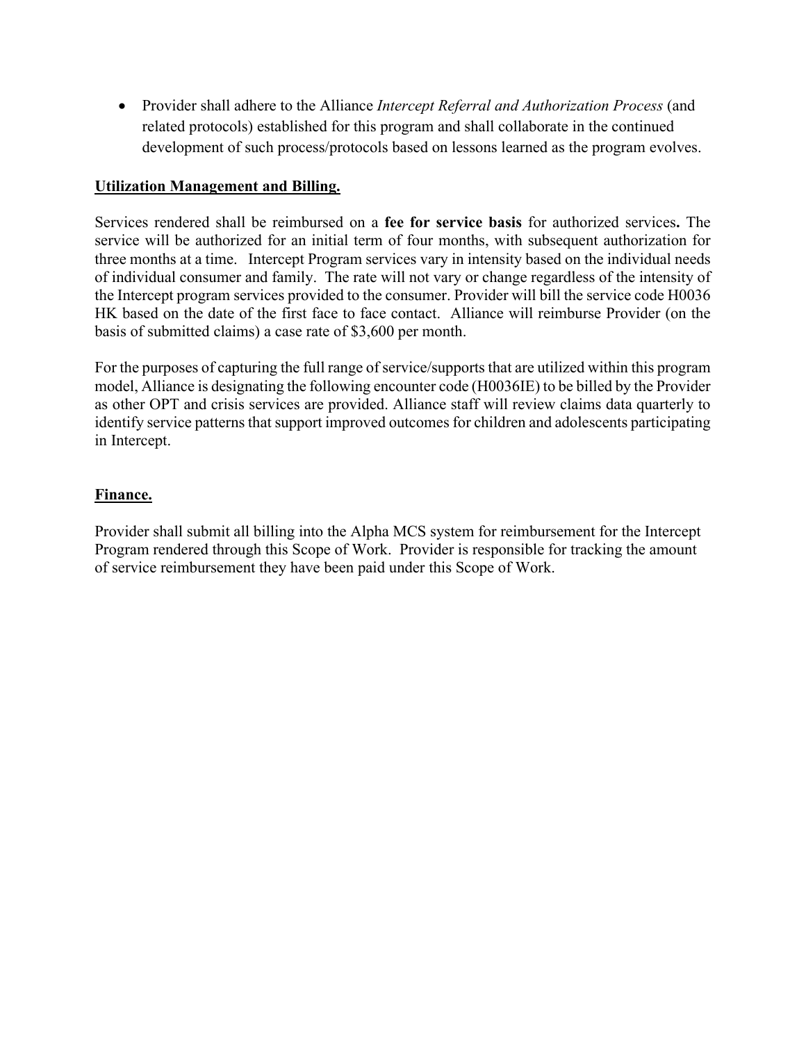- Provider shall adhere to the Alliance *Intercept Referral and Authorization Process* (and related protocols) established for this program and shall collaborate in the continued development of such process/protocols based on lessons learned as the program evolves.

**Utilization Management and Billing.**

Services rendered shall be reimbursed on a **fee for service basis** for authorized services**.** The service will be authorized for an initial term of four months, with subsequent authorization for three months at a time. Intercept Program services vary in intensity based on the individual needs of individual consumer and family. The rate will not vary or change regardless of the intensity of the Intercept program services provided to the consumer. Provider will bill the service code H0036 HK based on the date of the first face to face contact. Alliance will reimburse Provider (on the basis of submitted claims) a case rate of $3,600 per month.

For the purposes of capturing the full range of service/supports that are utilized within this program model, Alliance is designating the following encounter code (H0036IE) to be billed by the Provider as other OPT and crisis services are provided. Alliance staff will review claims data quarterly to identify service patterns that support improved outcomes for children and adolescents participating in Intercept.

**Finance.**

Provider shall submit all billing into the Alpha MCS system for reimbursement for the Intercept Program rendered through this Scope of Work. Provider is responsible for tracking the amount of service reimbursement they have been paid under this Scope of Work.